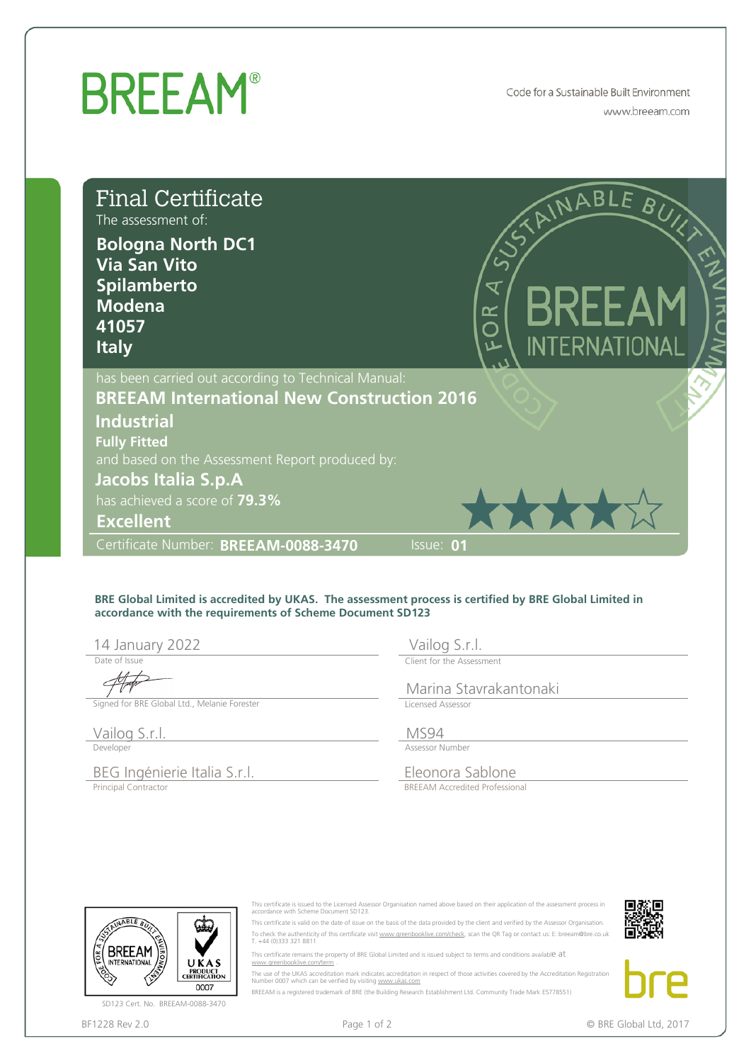# BREEAM®

Code for a Sustainable Built Environment
www.breeam.com

## Final Certificate

The assessment of:

**Bologna North DC1**
**Via San Vito**
**Spilamberto**
**Modena**
**41057**
**Italy**

has been carried out according to Technical Manual:

**BREEAM International New Construction 2016**
**Industrial**
**Fully Fitted**

and based on the Assessment Report produced by:

**Jacobs Italia S.p.A**

has achieved a score of **79.3%**

**Excellent**

★★★★☆

Certificate Number: **BREEAM-0088-3470** Issue: **01**

**BRE Global Limited is accredited by UKAS. The assessment process is certified by BRE Global Limited in accordance with the requirements of Scheme Document SD123**

| | |
|---|---|
| 14 January 2022<br>Date of Issue | Vailog S.r.l.<br>Client for the Assessment |
| Signed for BRE Global Ltd., Melanie Forester | Marina Stavrakantonaki<br>Licensed Assessor |
| Vailog S.r.l.<br>Developer | MS94<br>Assessor Number |
| BEG Ingénierie Italia S.r.l.<br>Principal Contractor | Eleonora Sablone<br>BREEAM Accredited Professional |

SD123 Cert. No. BREEAM-0088-3470

This certificate is issued to the Licensed Assessor Organisation named above based on their application of the assessment process in accordance with Scheme Document SD123.

This certificate is valid on the date of issue on the basis of the data provided by the client and verified by the Assessor Organisation.

To check the authenticity of this certificate visit www.greenbooklive.com/check, scan the QR Tag or contact us: E: breeam@bre.co.uk T. +44 (0)333 321 8811

This certificate remains the property of BRE Global Limited and is issued subject to terms and conditions available at www.greenbooklive.com/term .

The use of the UKAS accreditation mark indicates accreditation in respect of those activities covered by the Accreditation Registration Number 0007 which can be verified by visiting www.ukas.com

BREEAM is a registered trademark of BRE (the Building Research Establishment Ltd. Community Trade Mark E5778551)

BF1228 Rev 2.0

© BRE Global Ltd, 2017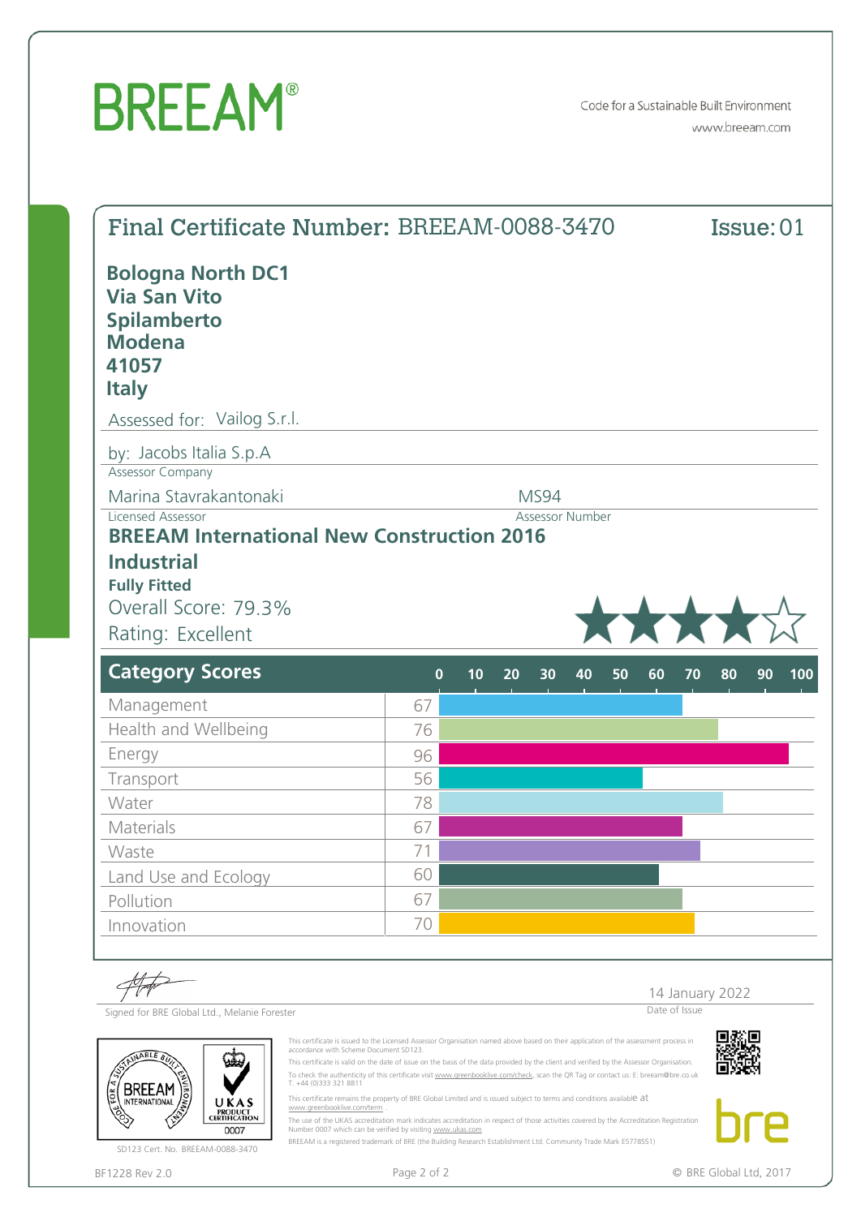# BREEAM®

Code for a Sustainable Built Environment
www.breeam.com

## Final Certificate Number: BREEAM-0088-3470 Issue: 01

**Bologna North DC1**
**Via San Vito**
**Spilamberto**
**Modena**
**41057**
**Italy**

Assessed for: Vailog S.r.l.

by: Jacobs Italia S.p.A
Assessor Company

Marina Stavrakantonaki — Licensed Assessor
MS94 — Assessor Number

**BREEAM International New Construction 2016**

**Industrial**

**Fully Fitted**

Overall Score: 79.3%

Rating: Excellent

★★★★☆

## Category Scores

| Category | Score |
|---|---|
| Management | 67 |
| Health and Wellbeing | 76 |
| Energy | 96 |
| Transport | 56 |
| Water | 78 |
| Materials | 67 |
| Waste | 71 |
| Land Use and Ecology | 60 |
| Pollution | 67 |
| Innovation | 70 |

Signed for BRE Global Ltd., Melanie Forester

14 January 2022
Date of Issue

SD123 Cert. No. BREEAM-0088-3470

This certificate is issued to the Licensed Assessor Organisation named above based on their application of the assessment process in accordance with Scheme Document SD123.

This certificate is valid on the date of issue on the basis of the data provided by the client and verified by the Assessor Organisation.

To check the authenticity of this certificate visit www.greenbooklive.com/check, scan the QR Tag or contact us: E: breeam@bre.co.uk T. +44 (0)333 321 8811

This certificate remains the property of BRE Global Limited and is issued subject to terms and conditions available at www.greenbooklive.com/term .

The use of the UKAS accreditation mark indicates accreditation in respect of those activities covered by the Accreditation Registration Number 0007 which can be verified by visiting www.ukas.com

BREEAM is a registered trademark of BRE (the Building Research Establishment Ltd. Community Trade Mark E5778551)

BF1228 Rev 2.0

© BRE Global Ltd, 2017